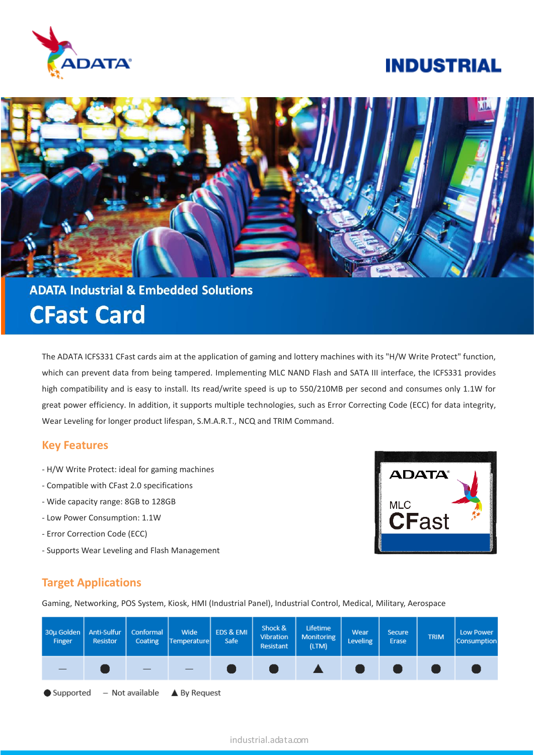ADATA

# INDUSTRIAL

## ADATA Industrial & Embedded Solutions

# CFast Card

The ADATA ICFS331 CFast cards aim at the application of gaming and lottery machines with its "H/W Write Protect" function, which can prevent data from being tampered. Implementing MLC NAND Flash and SATA III interface, the ICFS331 provides high compatibility and is easy to install. Its read/write speed is up to 550/210MB per second and consumes only 1.1W for great power efficiency. In addition, it supports multiple technologies, such as Error Correcting Code (ECC) for data integrity, Wear Leveling for longer product lifespan, S.M.A.R.T., NCQ and TRIM Command.

## Key Features

- H/W Write Protect: ideal for gaming machines
- Compatible with CFast 2.0 specifications
- Wide capacity range: 8GB to 128GB
- Low Power Consumption: 1.1W
- Error Correction Code (ECC)
- Supports Wear Leveling and Flash Management

## Target Applications

Gaming, Networking, POS System, Kiosk, HMI (Industrial Panel), Industrial Control, Medical, Military, Aerospace

| 30µ Golden Finger | Anti-Sulfur Resistor | Conformal Coating | Wide Temperature | EDS & EMI Safe | Shock & Vibration Resistant | Lifetime Monitoring (LTM) | Wear Leveling | Secure Erase | TRIM | Low Power Consumption |
|---|---|---|---|---|---|---|---|---|---|---|
| – | ● | – | – | ● | ● | ▲ | ● | ● | ● | ● |

● Supported – Not available ▲ By Request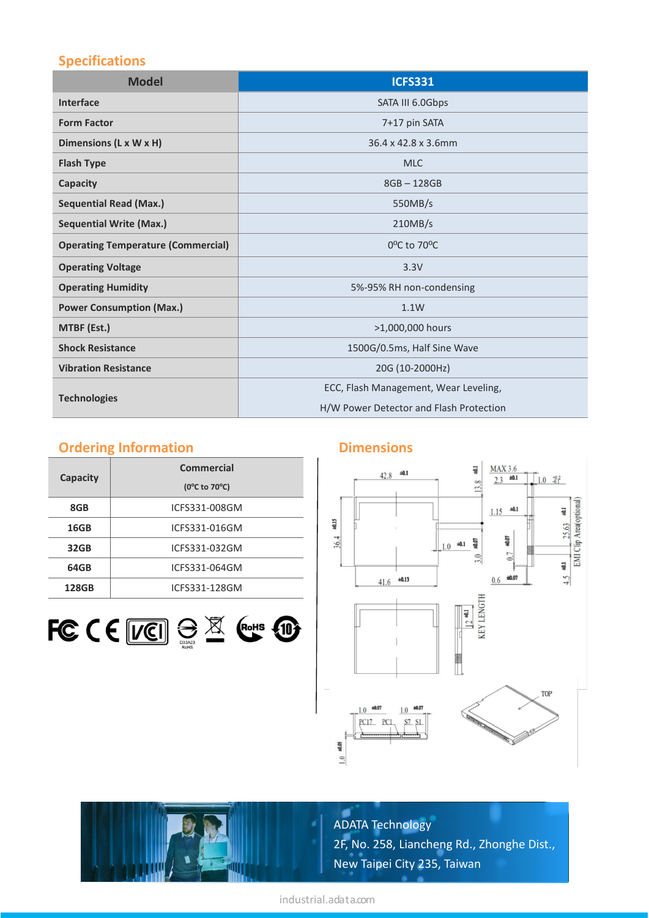## Specifications

| Model | ICFS331 |
|---|---|
| Interface | SATA III 6.0Gbps |
| Form Factor | 7+17 pin SATA |
| Dimensions (L x W x H) | 36.4 x 42.8 x 3.6mm |
| Flash Type | MLC |
| Capacity | 8GB – 128GB |
| Sequential Read (Max.) | 550MB/s |
| Sequential Write (Max.) | 210MB/s |
| Operating Temperature (Commercial) | 0ºC to 70ºC |
| Operating Voltage | 3.3V |
| Operating Humidity | 5%-95% RH non-condensing |
| Power Consumption (Max.) | 1.1W |
| MTBF (Est.) | >1,000,000 hours |
| Shock Resistance | 1500G/0.5ms, Half Sine Wave |
| Vibration Resistance | 20G (10-2000Hz) |
| Technologies | ECC, Flash Management, Wear Leveling, H/W Power Detector and Flash Protection |

## Ordering Information

| Capacity | Commercial (0ºC to 70ºC) |
|---|---|
| 8GB | ICFS331-008GM |
| 16GB | ICFS331-016GM |
| 32GB | ICFS331-032GM |
| 64GB | ICFS331-064GM |
| 128GB | ICFS331-128GM |

## Dimensions

42.8 ±0.1
13.8 ±0.1
MAX 3.6
2.3 ±0.1
1.0
1.15 ±0.1
36.4 ±0.15
1.0 ±0.1
3.0 ±0.07
0.7 ±0.07
25.63 ±0.1
EMI Clip Area(optional)
4.5 ±0.1
41.6 ±0.13
0.6 ±0.07
12 ±0.1
KEY LENGTH
1.0 ±0.07
1.0 ±0.07
PC17 PC1 S7 S1
1.0 ±0.05
TOP

ADATA Technology
2F, No. 258, Liancheng Rd., Zhonghe Dist.,
New Taipei City 235, Taiwan

industrial.adata.com